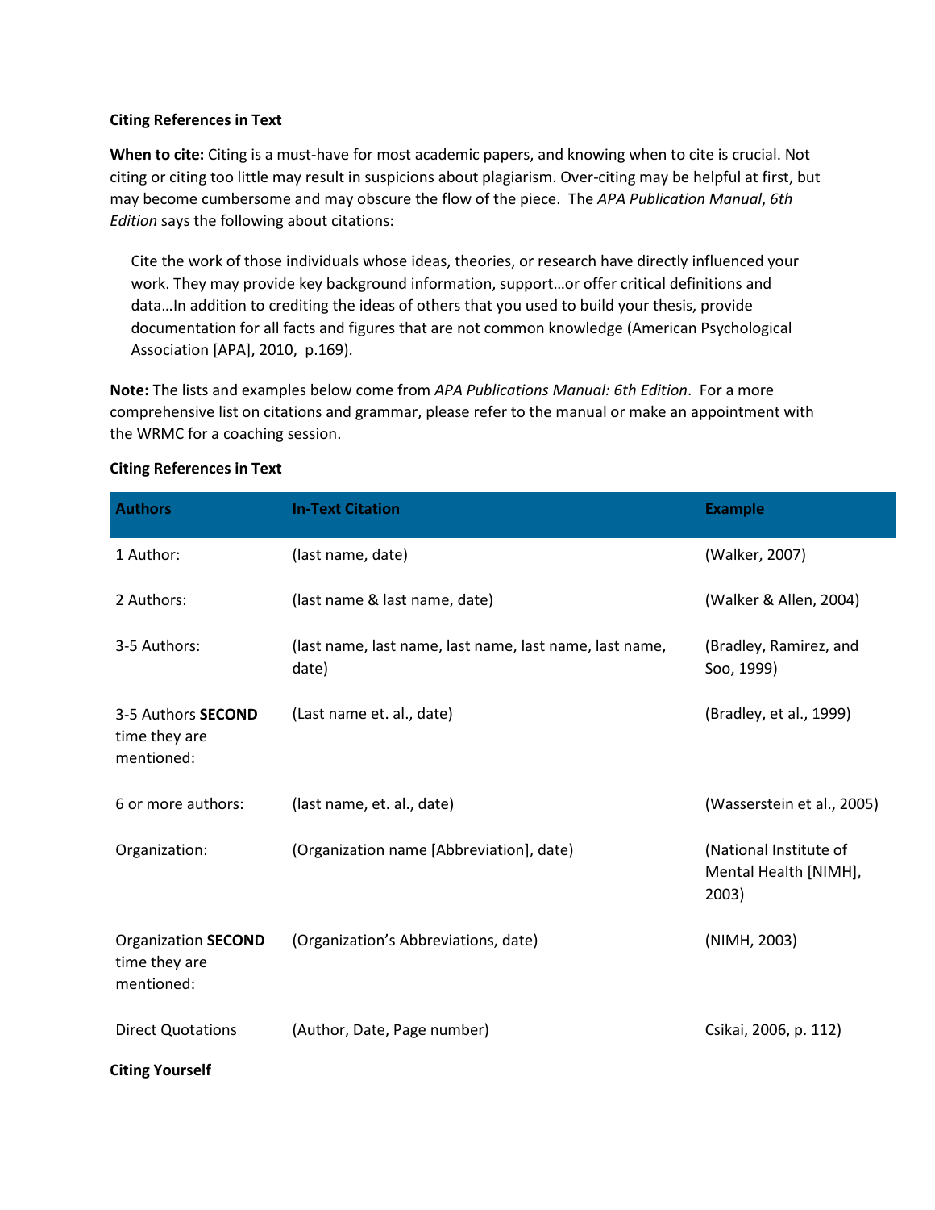**Citing References in Text**

**When to cite:** Citing is a must-have for most academic papers, and knowing when to cite is crucial. Not citing or citing too little may result in suspicions about plagiarism. Over-citing may be helpful at first, but may become cumbersome and may obscure the flow of the piece. The *APA Publication Manual*, *6th Edition* says the following about citations:

> Cite the work of those individuals whose ideas, theories, or research have directly influenced your work. They may provide key background information, support…or offer critical definitions and data…In addition to crediting the ideas of others that you used to build your thesis, provide documentation for all facts and figures that are not common knowledge (American Psychological Association [APA], 2010, p.169).

**Note:** The lists and examples below come from *APA Publications Manual: 6th Edition*. For a more comprehensive list on citations and grammar, please refer to the manual or make an appointment with the WRMC for a coaching session.

**Citing References in Text**

| Authors | In-Text Citation | Example |
|---|---|---|
| 1 Author: | (last name, date) | (Walker, 2007) |
| 2 Authors: | (last name & last name, date) | (Walker & Allen, 2004) |
| 3-5 Authors: | (last name, last name, last name, last name, last name, date) | (Bradley, Ramirez, and Soo, 1999) |
| 3-5 Authors **SECOND** time they are mentioned: | (Last name et. al., date) | (Bradley, et al., 1999) |
| 6 or more authors: | (last name, et. al., date) | (Wasserstein et al., 2005) |
| Organization: | (Organization name [Abbreviation], date) | (National Institute of Mental Health [NIMH], 2003) |
| Organization **SECOND** time they are mentioned: | (Organization's Abbreviations, date) | (NIMH, 2003) |
| Direct Quotations | (Author, Date, Page number) | Csikai, 2006, p. 112) |

**Citing Yourself**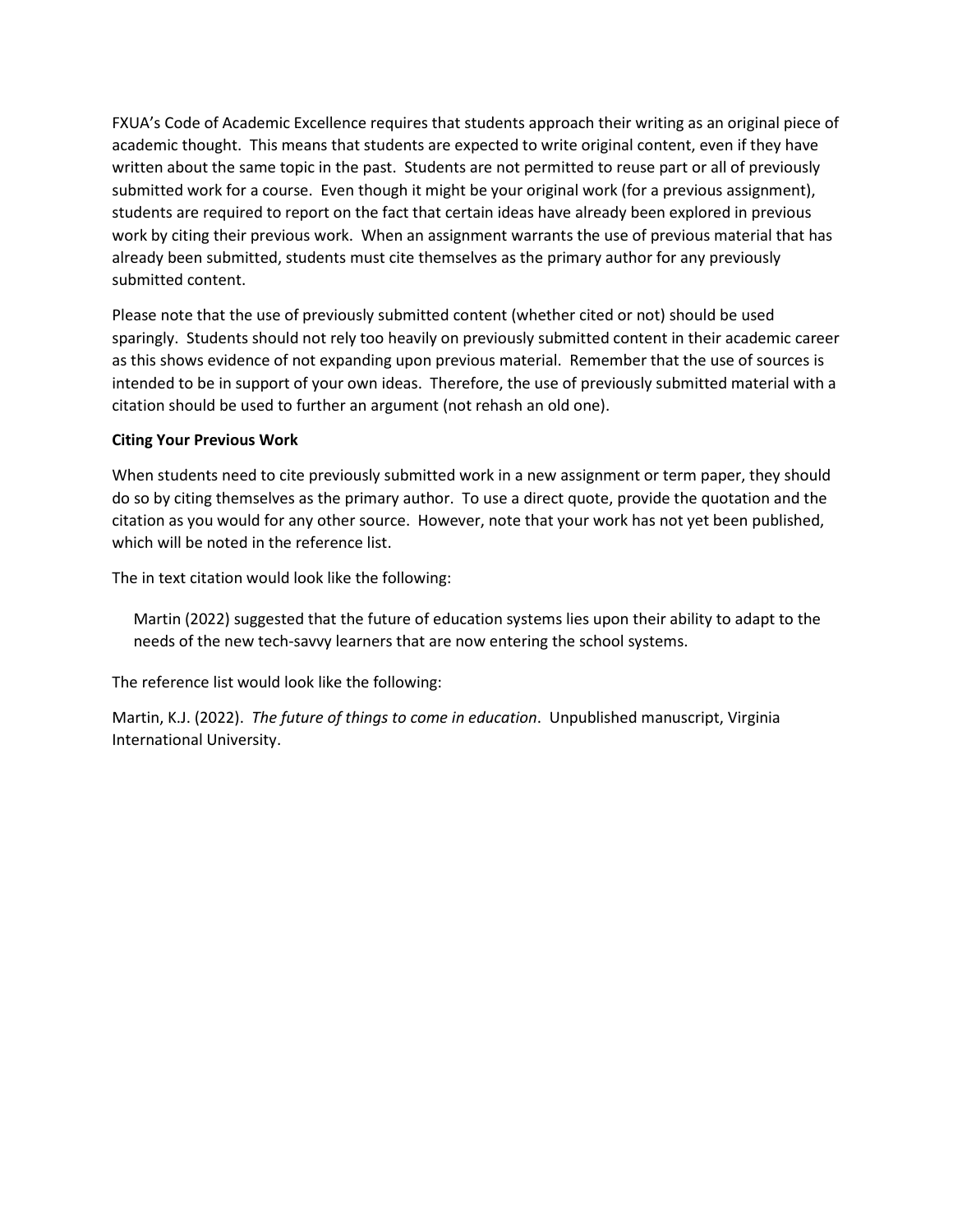FXUA's Code of Academic Excellence requires that students approach their writing as an original piece of academic thought. This means that students are expected to write original content, even if they have written about the same topic in the past. Students are not permitted to reuse part or all of previously submitted work for a course. Even though it might be your original work (for a previous assignment), students are required to report on the fact that certain ideas have already been explored in previous work by citing their previous work. When an assignment warrants the use of previous material that has already been submitted, students must cite themselves as the primary author for any previously submitted content.

Please note that the use of previously submitted content (whether cited or not) should be used sparingly. Students should not rely too heavily on previously submitted content in their academic career as this shows evidence of not expanding upon previous material. Remember that the use of sources is intended to be in support of your own ideas. Therefore, the use of previously submitted material with a citation should be used to further an argument (not rehash an old one).

**Citing Your Previous Work**

When students need to cite previously submitted work in a new assignment or term paper, they should do so by citing themselves as the primary author. To use a direct quote, provide the quotation and the citation as you would for any other source. However, note that your work has not yet been published, which will be noted in the reference list.

The in text citation would look like the following:

> Martin (2022) suggested that the future of education systems lies upon their ability to adapt to the needs of the new tech-savvy learners that are now entering the school systems.

The reference list would look like the following:

Martin, K.J. (2022). *The future of things to come in education*. Unpublished manuscript, Virginia International University.